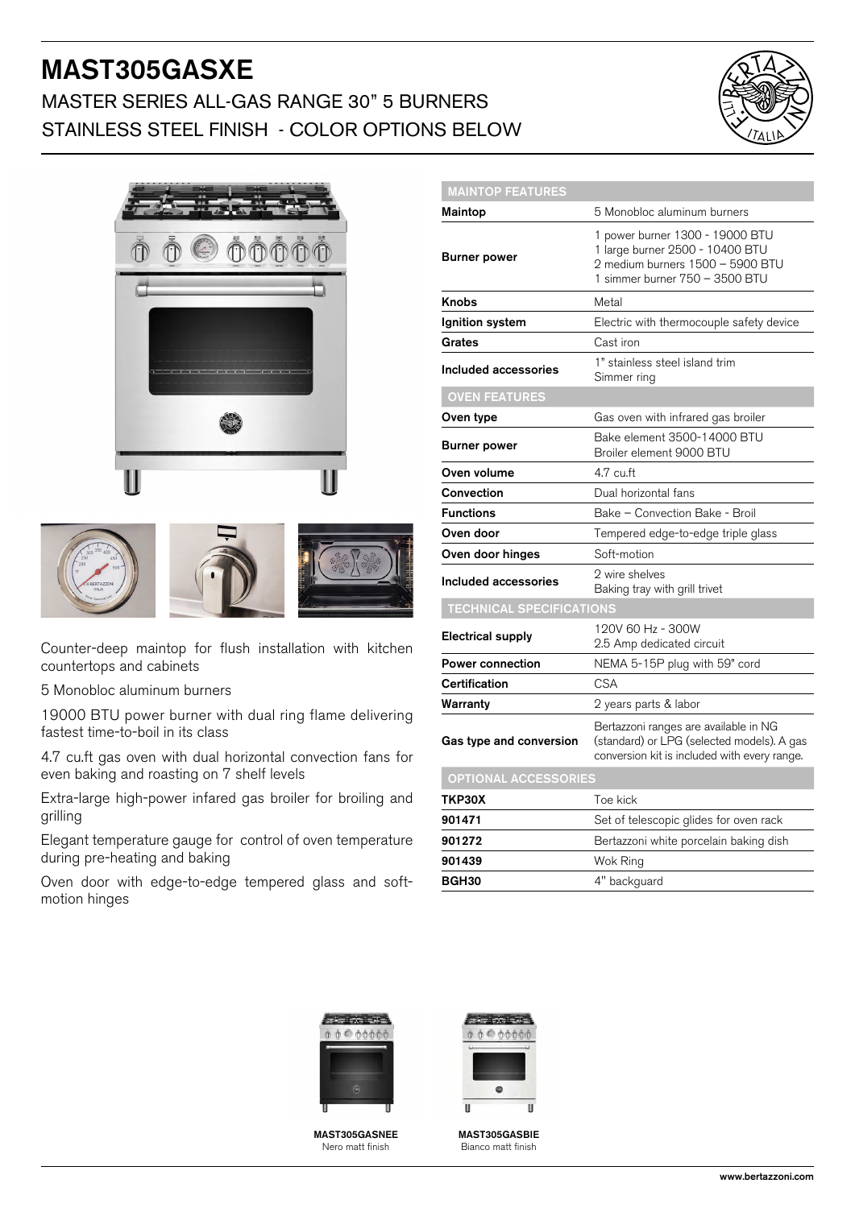# MAST305GASXE

## MASTER SERIES ALL-GAS RANGE 30” 5 BURNERS
## STAINLESS STEEL FINISH - COLOR OPTIONS BELOW

Counter-deep maintop for flush installation with kitchen countertops and cabinets

5 Monobloc aluminum burners

19000 BTU power burner with dual ring flame delivering fastest time-to-boil in its class

4.7 cu.ft gas oven with dual horizontal convection fans for even baking and roasting on 7 shelf levels

Extra-large high-power infared gas broiler for broiling and grilling

Elegant temperature gauge for control of oven temperature during pre-heating and baking

Oven door with edge-to-edge tempered glass and soft-motion hinges

| MAINTOP FEATURES | |
|---|---|
| **Maintop** | 5 Monobloc aluminum burners |
| **Burner power** | 1 power burner 1300 - 19000 BTU<br>1 large burner 2500 - 10400 BTU<br>2 medium burners 1500 – 5900 BTU<br>1 simmer burner 750 – 3500 BTU |
| **Knobs** | Metal |
| **Ignition system** | Electric with thermocouple safety device |
| **Grates** | Cast iron |
| **Included accessories** | 1" stainless steel island trim<br>Simmer ring |
| **OVEN FEATURES** | |
| **Oven type** | Gas oven with infrared gas broiler |
| **Burner power** | Bake element 3500-14000 BTU<br>Broiler element 9000 BTU |
| **Oven volume** | 4.7 cu.ft |
| **Convection** | Dual horizontal fans |
| **Functions** | Bake – Convection Bake - Broil |
| **Oven door** | Tempered edge-to-edge triple glass |
| **Oven door hinges** | Soft-motion |
| **Included accessories** | 2 wire shelves<br>Baking tray with grill trivet |
| **TECHNICAL SPECIFICATIONS** | |
| **Electrical supply** | 120V 60 Hz - 300W<br>2.5 Amp dedicated circuit |
| **Power connection** | NEMA 5-15P plug with 59" cord |
| **Certification** | CSA |
| **Warranty** | 2 years parts & labor |
| **Gas type and conversion** | Bertazzoni ranges are available in NG (standard) or LPG (selected models). A gas conversion kit is included with every range. |
| **OPTIONAL ACCESSORIES** | |
| **TKP30X** | Toe kick |
| **901471** | Set of telescopic glides for oven rack |
| **901272** | Bertazzoni white porcelain baking dish |
| **901439** | Wok Ring |
| **BGH30** | 4" backguard |

**MAST305GASNEE**
Nero matt finish

**MAST305GASBIE**
Bianco matt finish

www.bertazzoni.com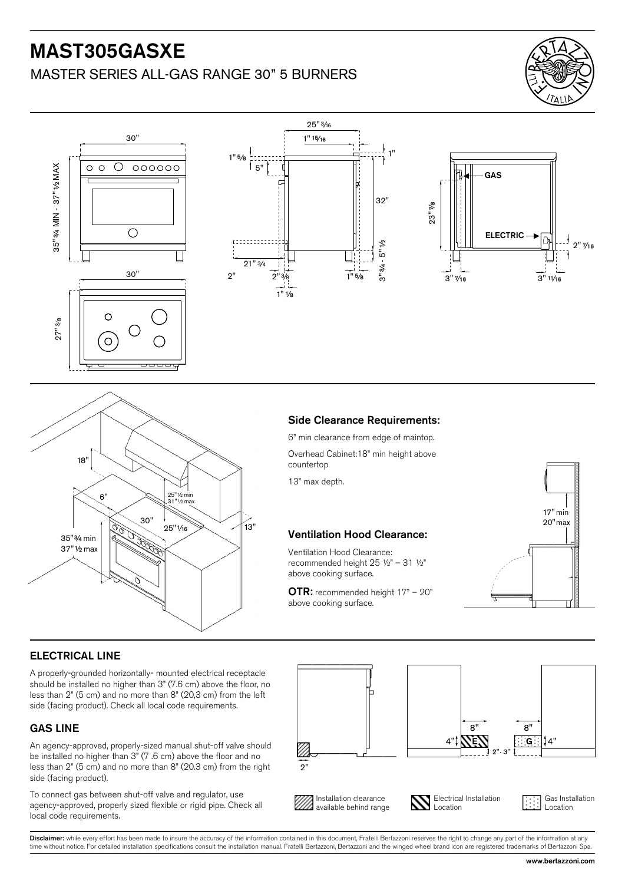# MAST305GASXE

## MASTER SERIES ALL-GAS RANGE 30" 5 BURNERS

30"

35" ¾ MIN - 37" ½ MAX

30"

27" ⅜

25" 3/16

1" 15/16

1" ⅝

5"

1"

32"

21" ¾

2"

2" ⅜

1" ⅛

1" ⅝

3" ¾ - 5" ½

23" ⅞

GAS

ELECTRIC

2" 7/16

3" 7/16

3" 11/16

18"

6"

25" ½ min
31" ½ max

30"

25" 1/16

13"

35" ¾ min
37" ½ max

### Side Clearance Requirements:

6" min clearance from edge of maintop.

Overhead Cabinet:18" min height above countertop

13" max depth.

### Ventilation Hood Clearance:

Ventilation Hood Clearance: recommended height 25 ½" – 31 ½" above cooking surface.

**OTR:** recommended height 17" – 20" above cooking surface.

17" min
20" max

### ELECTRICAL LINE

A properly-grounded horizontally- mounted electrical receptacle should be installed no higher than 3" (7.6 cm) above the floor, no less than 2" (5 cm) and no more than 8" (20,3 cm) from the left side (facing product). Check all local code requirements.

### GAS LINE

An agency-approved, properly-sized manual shut-off valve should be installed no higher than 3" (7 .6 cm) above the floor and no less than 2" (5 cm) and no more than 8" (20.3 cm) from the right side (facing product).

To connect gas between shut-off valve and regulator, use agency-approved, properly sized flexible or rigid pipe. Check all local code requirements.

2"

8"

4"

E

2"- 3"

8"

G

4"

Installation clearance available behind range

Electrical Installation Location

Gas Installation Location

**Disclaimer:** while every effort has been made to insure the accuracy of the information contained in this document, Fratelli Bertazzoni reserves the right to change any part of the information at any time without notice. For detailed installation specifications consult the installation manual. Fratelli Bertazzoni, Bertazzoni and the winged wheel brand icon are registered trademarks of Bertazzoni Spa.

www.bertazzoni.com